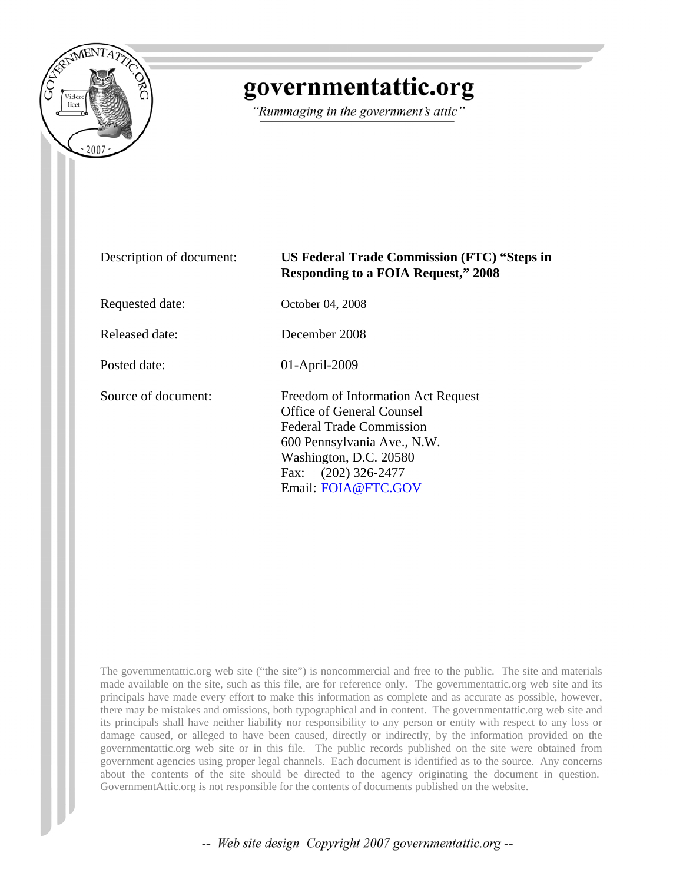# governmentattic.org

*"Rummaging in the government's attic"*

| | |
|---|---|
| Description of document: | **US Federal Trade Commission (FTC) "Steps in Responding to a FOIA Request," 2008** |
| Requested date: | October 04, 2008 |
| Released date: | December 2008 |
| Posted date: | 01-April-2009 |
| Source of document: | Freedom of Information Act Request<br>Office of General Counsel<br>Federal Trade Commission<br>600 Pennsylvania Ave., N.W.<br>Washington, D.C. 20580<br>Fax: (202) 326-2477<br>Email: FOIA@FTC.GOV |

The governmentattic.org web site ("the site") is noncommercial and free to the public. The site and materials made available on the site, such as this file, are for reference only. The governmentattic.org web site and its principals have made every effort to make this information as complete and as accurate as possible, however, there may be mistakes and omissions, both typographical and in content. The governmentattic.org web site and its principals shall have neither liability nor responsibility to any person or entity with respect to any loss or damage caused, or alleged to have been caused, directly or indirectly, by the information provided on the governmentattic.org web site or in this file. The public records published on the site were obtained from government agencies using proper legal channels. Each document is identified as to the source. Any concerns about the contents of the site should be directed to the agency originating the document in question. GovernmentAttic.org is not responsible for the contents of documents published on the website.

-- *Web site design Copyright 2007 governmentattic.org* --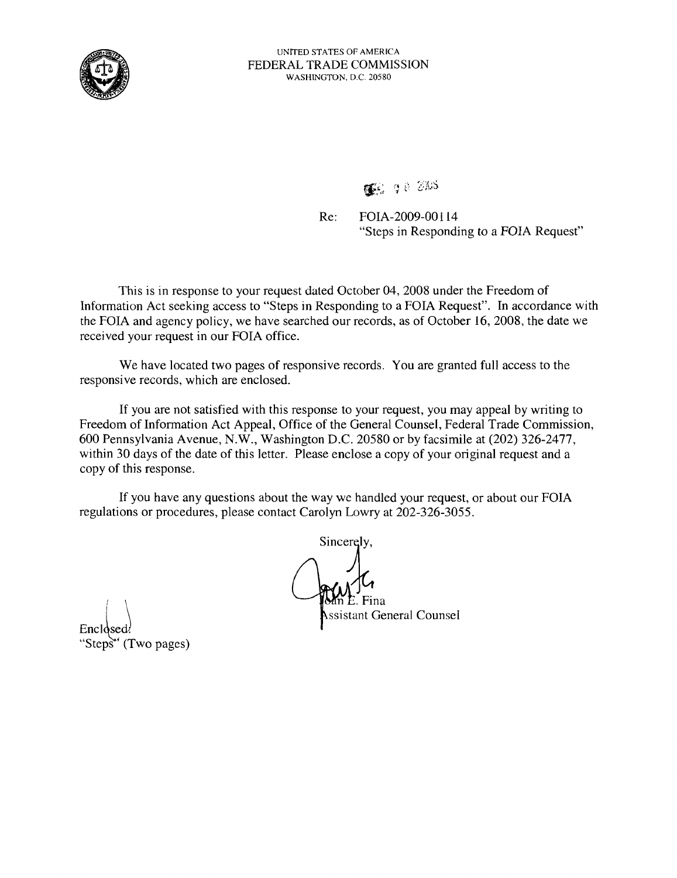UNITED STATES OF AMERICA
FEDERAL TRADE COMMISSION
WASHINGTON, D.C. 20580

Re: FOIA-2009-00114
"Steps in Responding to a FOIA Request"

This is in response to your request dated October 04, 2008 under the Freedom of Information Act seeking access to "Steps in Responding to a FOIA Request". In accordance with the FOIA and agency policy, we have searched our records, as of October 16, 2008, the date we received your request in our FOIA office.

We have located two pages of responsive records. You are granted full access to the responsive records, which are enclosed.

If you are not satisfied with this response to your request, you may appeal by writing to Freedom of Information Act Appeal, Office of the General Counsel, Federal Trade Commission, 600 Pennsylvania Avenue, N.W., Washington D.C. 20580 or by facsimile at (202) 326-2477, within 30 days of the date of this letter. Please enclose a copy of your original request and a copy of this response.

If you have any questions about the way we handled your request, or about our FOIA regulations or procedures, please contact Carolyn Lowry at 202-326-3055.

Sincerely,

Joan E. Fina
Assistant General Counsel

Enclosed:
"Steps" (Two pages)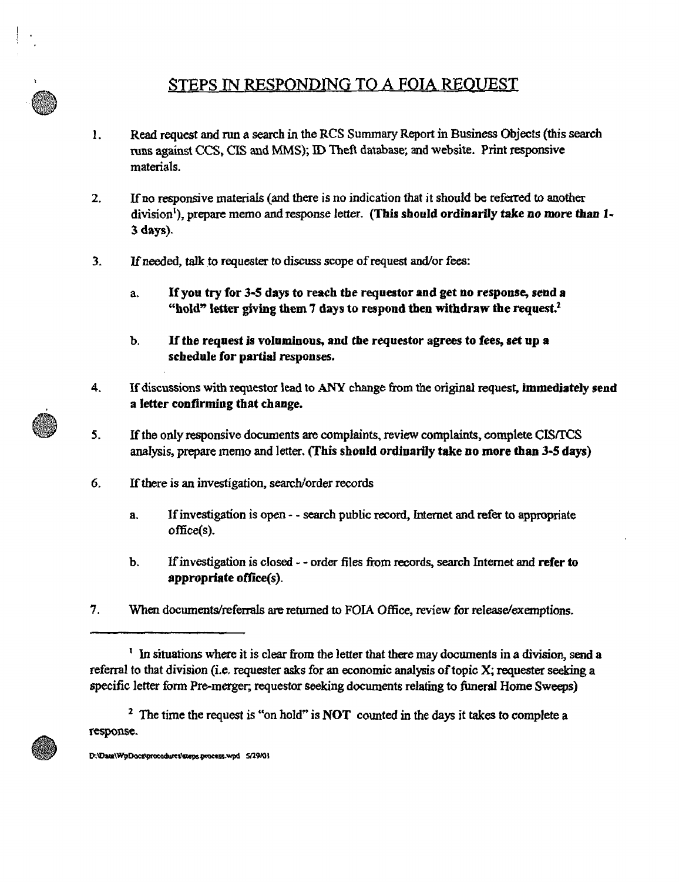# STEPS IN RESPONDING TO A FOIA REQUEST

1. Read request and run a search in the RCS Summary Report in Business Objects (this search runs against CCS, CIS and MMS); ID Theft database; and website. Print responsive materials.

2. If no responsive materials (and there is no indication that it should be referred to another division[1]), prepare memo and response letter. **(This should ordinarily take no more than 1-3 days).**

3. If needed, talk to requester to discuss scope of request and/or fees:

   a. **If you try for 3-5 days to reach the requestor and get no response, send a "hold" letter giving them 7 days to respond then withdraw the request.**[2]

   b. **If the request is voluminous, and the requestor agrees to fees, set up a schedule for partial responses.**

4. If discussions with requestor lead to ANY change from the original request, **immediately send a letter confirming that change.**

5. If the only responsive documents are complaints, review complaints, complete CIS/TCS analysis, prepare memo and letter. **(This should ordinarily take no more than 3-5 days)**

6. If there is an investigation, search/order records

   a. If investigation is open - - search public record, Internet and refer to appropriate office(s).

   b. If investigation is closed - - order files from records, search Internet and **refer to appropriate office(s).**

7. When documents/referrals are returned to FOIA Office, review for release/exemptions.

---

[1] In situations where it is clear from the letter that there may documents in a division, send a referral to that division (i.e. requester asks for an economic analysis of topic X; requester seeking a specific letter form Pre-merger; requestor seeking documents relating to funeral Home Sweeps)

[2] The time the request is "on hold" is **NOT** counted in the days it takes to complete a response.

D:\Data\WpDocs\procedures\steps.process.wpd 5/29/01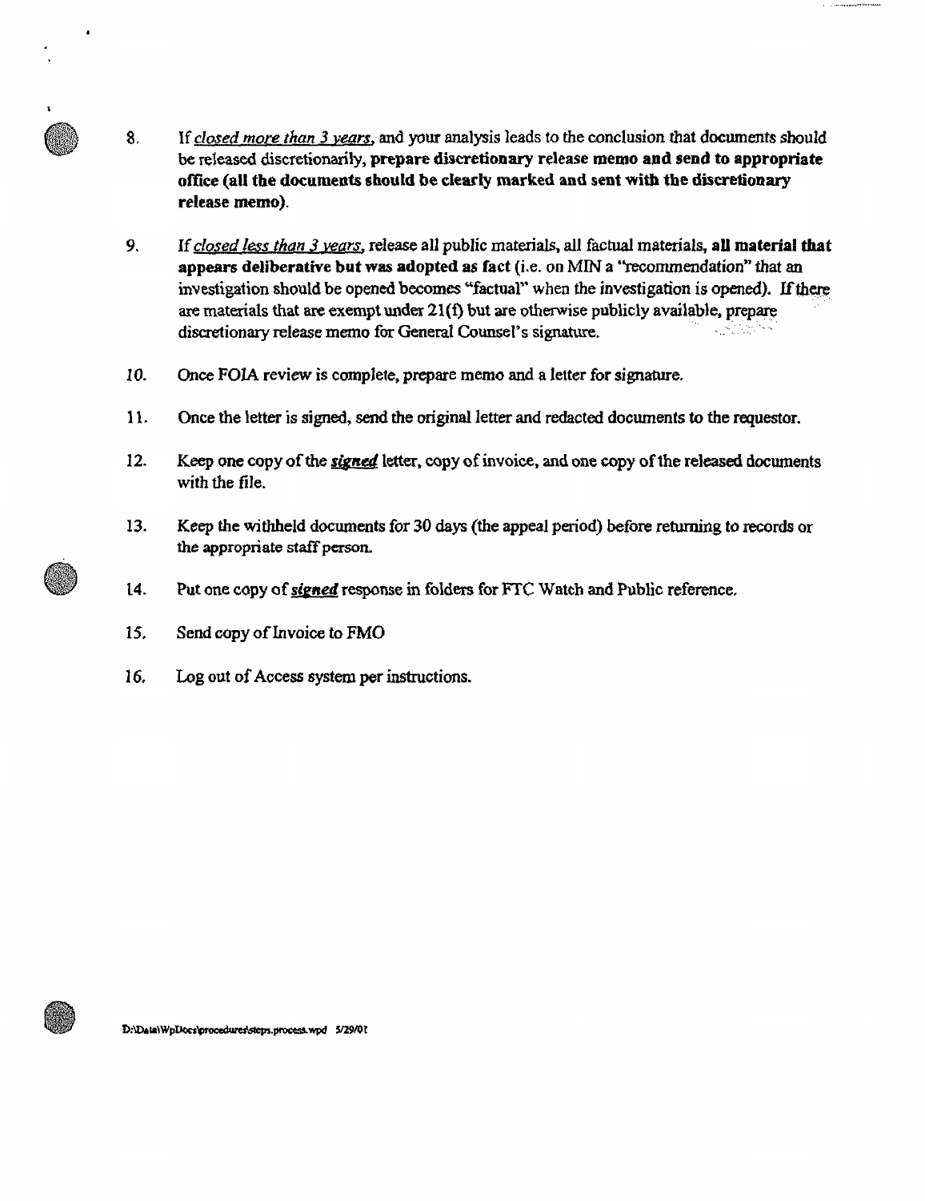8. If *closed more than 3 years*, and your analysis leads to the conclusion that documents should be released discretionarily, **prepare discretionary release memo and send to appropriate office (all the documents should be clearly marked and sent with the discretionary release memo)**.

9. If *closed less than 3 years*, release all public materials, all factual materials, **all material that appears deliberative but was adopted as fact** (i.e. on MIN a "recommendation" that an investigation should be opened becomes "factual" when the investigation is opened). If there are materials that are exempt under 21(f) but are otherwise publicly available, prepare discretionary release memo for General Counsel's signature.

10. Once FOIA review is complete, prepare memo and a letter for signature.

11. Once the letter is signed, send the original letter and redacted documents to the requestor.

12. Keep one copy of the ***signed*** letter, copy of invoice, and one copy of the released documents with the file.

13. Keep the withheld documents for 30 days (the appeal period) before returning to records or the appropriate staff person.

14. Put one copy of ***signed*** response in folders for FTC Watch and Public reference.

15. Send copy of Invoice to FMO

16. Log out of Access system per instructions.

D:\Data\WpDocs\procedures\steps.process.wpd 5/29/01